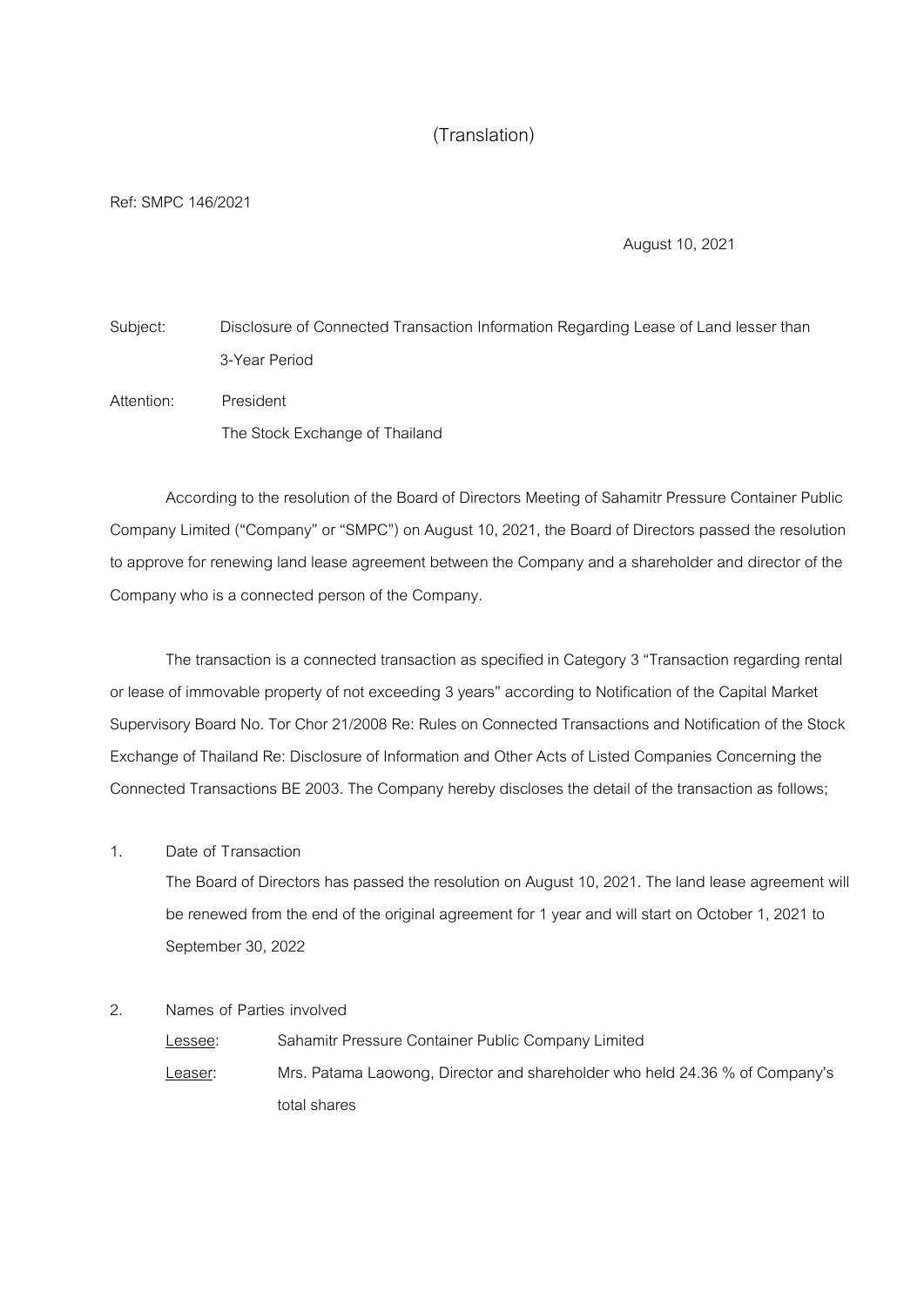(Translation)

Ref: SMPC 146/2021

August 10, 2021

Subject: Disclosure of Connected Transaction Information Regarding Lease of Land lesser than 3-Year Period

Attention: President
The Stock Exchange of Thailand

According to the resolution of the Board of Directors Meeting of Sahamitr Pressure Container Public Company Limited ("Company" or "SMPC") on August 10, 2021, the Board of Directors passed the resolution to approve for renewing land lease agreement between the Company and a shareholder and director of the Company who is a connected person of the Company.

The transaction is a connected transaction as specified in Category 3 "Transaction regarding rental or lease of immovable property of not exceeding 3 years" according to Notification of the Capital Market Supervisory Board No. Tor Chor 21/2008 Re: Rules on Connected Transactions and Notification of the Stock Exchange of Thailand Re: Disclosure of Information and Other Acts of Listed Companies Concerning the Connected Transactions BE 2003. The Company hereby discloses the detail of the transaction as follows;

1. Date of Transaction

   The Board of Directors has passed the resolution on August 10, 2021. The land lease agreement will be renewed from the end of the original agreement for 1 year and will start on October 1, 2021 to September 30, 2022

2. Names of Parties involved

   Lessee: Sahamitr Pressure Container Public Company Limited

   Leaser: Mrs. Patama Laowong, Director and shareholder who held 24.36 % of Company's total shares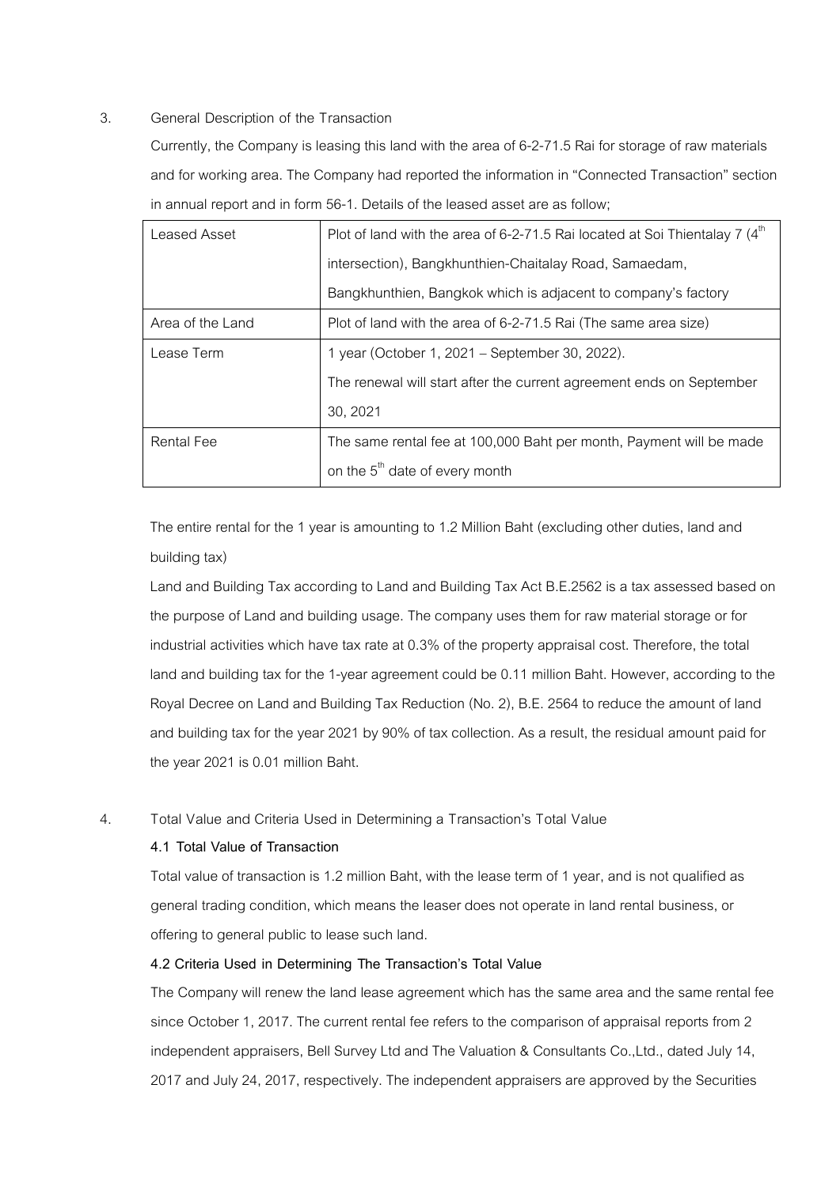3. General Description of the Transaction

Currently, the Company is leasing this land with the area of 6-2-71.5 Rai for storage of raw materials and for working area. The Company had reported the information in "Connected Transaction" section in annual report and in form 56-1. Details of the leased asset are as follow;

| Leased Asset | Plot of land with the area of 6-2-71.5 Rai located at Soi Thientalay 7 (4th intersection), Bangkhunthien-Chaitalay Road, Samaedam, Bangkhunthien, Bangkok which is adjacent to company's factory |
|---|---|
| Area of the Land | Plot of land with the area of 6-2-71.5 Rai (The same area size) |
| Lease Term | 1 year (October 1, 2021 – September 30, 2022). The renewal will start after the current agreement ends on September 30, 2021 |
| Rental Fee | The same rental fee at 100,000 Baht per month, Payment will be made on the 5th date of every month |

The entire rental for the 1 year is amounting to 1.2 Million Baht (excluding other duties, land and building tax)

Land and Building Tax according to Land and Building Tax Act B.E.2562 is a tax assessed based on the purpose of Land and building usage. The company uses them for raw material storage or for industrial activities which have tax rate at 0.3% of the property appraisal cost. Therefore, the total land and building tax for the 1-year agreement could be 0.11 million Baht. However, according to the Royal Decree on Land and Building Tax Reduction (No. 2), B.E. 2564 to reduce the amount of land and building tax for the year 2021 by 90% of tax collection. As a result, the residual amount paid for the year 2021 is 0.01 million Baht.

4. Total Value and Criteria Used in Determining a Transaction's Total Value

**4.1 Total Value of Transaction**

Total value of transaction is 1.2 million Baht, with the lease term of 1 year, and is not qualified as general trading condition, which means the leaser does not operate in land rental business, or offering to general public to lease such land.

**4.2 Criteria Used in Determining The Transaction's Total Value**

The Company will renew the land lease agreement which has the same area and the same rental fee since October 1, 2017. The current rental fee refers to the comparison of appraisal reports from 2 independent appraisers, Bell Survey Ltd and The Valuation & Consultants Co.,Ltd., dated July 14, 2017 and July 24, 2017, respectively. The independent appraisers are approved by the Securities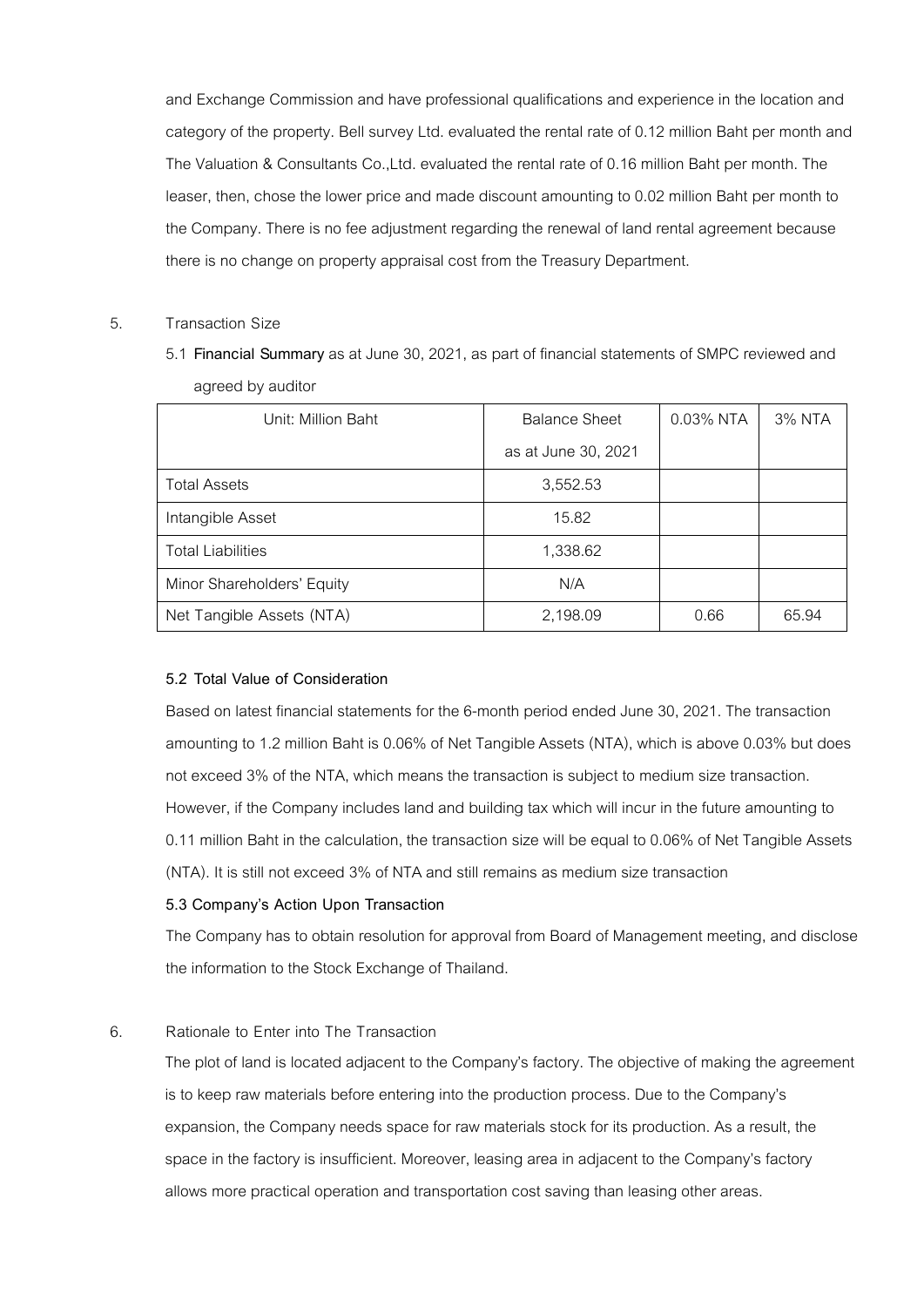and Exchange Commission and have professional qualifications and experience in the location and category of the property. Bell survey Ltd. evaluated the rental rate of 0.12 million Baht per month and The Valuation & Consultants Co.,Ltd. evaluated the rental rate of 0.16 million Baht per month. The leaser, then, chose the lower price and made discount amounting to 0.02 million Baht per month to the Company. There is no fee adjustment regarding the renewal of land rental agreement because there is no change on property appraisal cost from the Treasury Department.

5. Transaction Size

5.1 **Financial Summary** as at June 30, 2021, as part of financial statements of SMPC reviewed and agreed by auditor

| Unit: Million Baht | Balance Sheet as at June 30, 2021 | 0.03% NTA | 3% NTA |
|---|---|---|---|
| Total Assets | 3,552.53 | | |
| Intangible Asset | 15.82 | | |
| Total Liabilities | 1,338.62 | | |
| Minor Shareholders' Equity | N/A | | |
| Net Tangible Assets (NTA) | 2,198.09 | 0.66 | 65.94 |

**5.2 Total Value of Consideration**

Based on latest financial statements for the 6-month period ended June 30, 2021. The transaction amounting to 1.2 million Baht is 0.06% of Net Tangible Assets (NTA), which is above 0.03% but does not exceed 3% of the NTA, which means the transaction is subject to medium size transaction. However, if the Company includes land and building tax which will incur in the future amounting to 0.11 million Baht in the calculation, the transaction size will be equal to 0.06% of Net Tangible Assets (NTA). It is still not exceed 3% of NTA and still remains as medium size transaction

**5.3 Company's Action Upon Transaction**

The Company has to obtain resolution for approval from Board of Management meeting, and disclose the information to the Stock Exchange of Thailand.

6. Rationale to Enter into The Transaction

The plot of land is located adjacent to the Company's factory. The objective of making the agreement is to keep raw materials before entering into the production process. Due to the Company's expansion, the Company needs space for raw materials stock for its production. As a result, the space in the factory is insufficient. Moreover, leasing area in adjacent to the Company's factory allows more practical operation and transportation cost saving than leasing other areas.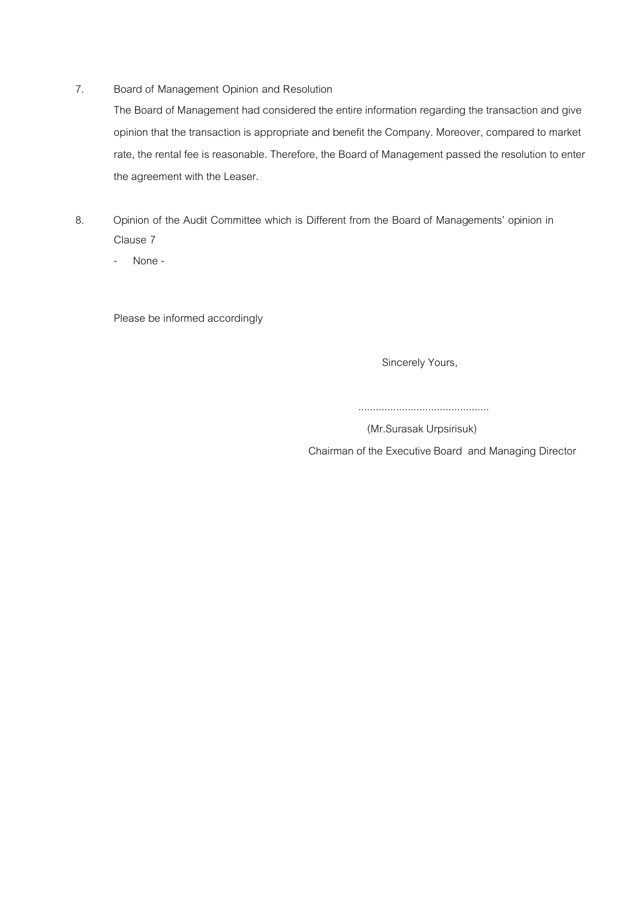7. Board of Management Opinion and Resolution

   The Board of Management had considered the entire information regarding the transaction and give opinion that the transaction is appropriate and benefit the Company. Moreover, compared to market rate, the rental fee is reasonable. Therefore, the Board of Management passed the resolution to enter the agreement with the Leaser.

8. Opinion of the Audit Committee which is Different from the Board of Managements' opinion in Clause 7

   \- None -

Please be informed accordingly

Sincerely Yours,

.............................................

(Mr.Surasak Urpsirisuk)

Chairman of the Executive Board and Managing Director